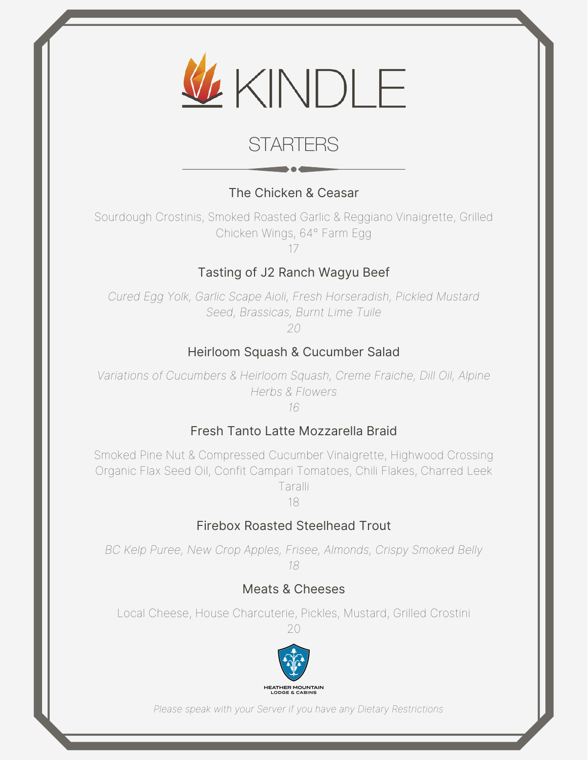# KINDLE

## STARTERS

### The Chicken & Ceasar

Sourdough Crostinis, Smoked Roasted Garlic & Reggiano Vinaigrette, Grilled Chicken Wings, 64° Farm Egg

17

### Tasting of J2 Ranch Wagyu Beef

*Cured Egg Yolk, Garlic Scape Aioli, Fresh Horseradish, Pickled Mustard Seed, Brassicas, Burnt Lime Tuile*

*20*

### Heirloom Squash & Cucumber Salad

*Variations of Cucumbers & Heirloom Squash, Creme Fraiche, Dill Oil, Alpine Herbs & Flowers*

*16*

### Fresh Tanto Latte Mozzarella Braid

Smoked Pine Nut & Compressed Cucumber Vinaigrette, Highwood Crossing Organic Flax Seed Oil, Confit Campari Tomatoes, Chili Flakes, Charred Leek Taralli

18

### Firebox Roasted Steelhead Trout

*BC Kelp Puree, New Crop Apples, Frisee, Almonds, Crispy Smoked Belly*

*18*

### Meats & Cheeses

Local Cheese, House Charcuterie, Pickles, Mustard, Grilled Crostini

20

HEATHER MOUNTAIN
LODGE & CABINS

*Please speak with your Server if you have any Dietary Restrictions*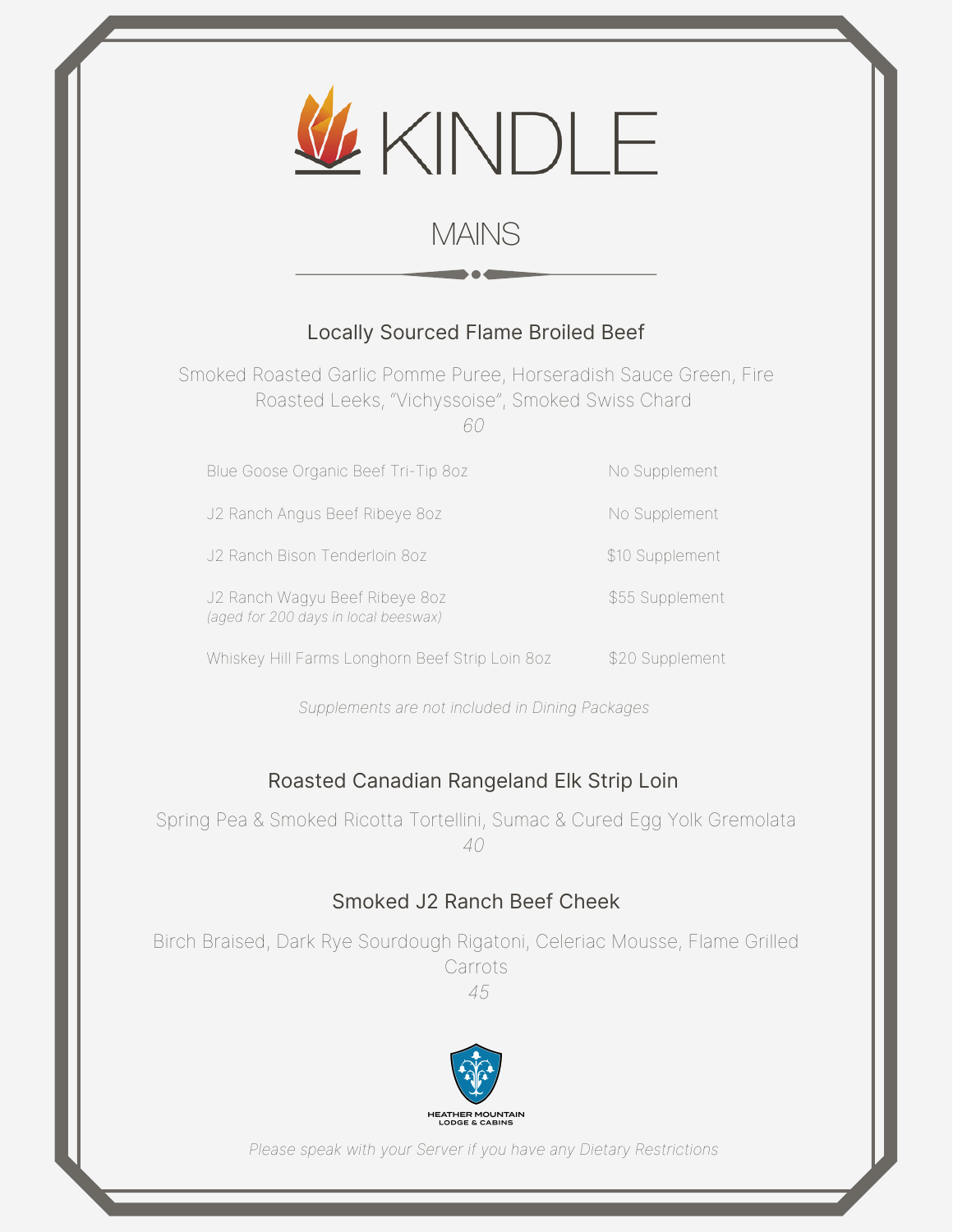# KINDLE

## MAINS

### Locally Sourced Flame Broiled Beef

Smoked Roasted Garlic Pomme Puree, Horseradish Sauce Green, Fire Roasted Leeks, "Vichyssoise", Smoked Swiss Chard

*60*

| | |
|---|---|
| Blue Goose Organic Beef Tri-Tip 8oz | No Supplement |
| J2 Ranch Angus Beef Ribeye 8oz | No Supplement |
| J2 Ranch Bison Tenderloin 8oz | $10 Supplement |
| J2 Ranch Wagyu Beef Ribeye 8oz *(aged for 200 days in local beeswax)* | $55 Supplement |
| Whiskey Hill Farms Longhorn Beef Strip Loin 8oz | $20 Supplement |

*Supplements are not included in Dining Packages*

### Roasted Canadian Rangeland Elk Strip Loin

Spring Pea & Smoked Ricotta Tortellini, Sumac & Cured Egg Yolk Gremolata

*40*

### Smoked J2 Ranch Beef Cheek

Birch Braised, Dark Rye Sourdough Rigatoni, Celeriac Mousse, Flame Grilled Carrots

*45*

HEATHER MOUNTAIN
LODGE & CABINS

*Please speak with your Server if you have any Dietary Restrictions*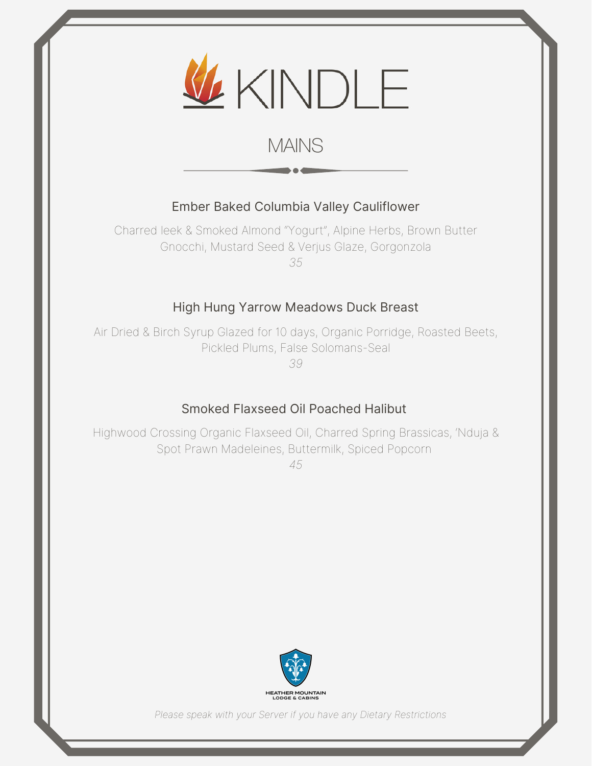# KINDLE

## MAINS

### Ember Baked Columbia Valley Cauliflower

Charred leek & Smoked Almond "Yogurt", Alpine Herbs, Brown Butter Gnocchi, Mustard Seed & Verjus Glaze, Gorgonzola

*35*

### High Hung Yarrow Meadows Duck Breast

Air Dried & Birch Syrup Glazed for 10 days, Organic Porridge, Roasted Beets, Pickled Plums, False Solomans-Seal

*39*

### Smoked Flaxseed Oil Poached Halibut

Highwood Crossing Organic Flaxseed Oil, Charred Spring Brassicas, 'Nduja & Spot Prawn Madeleines, Buttermilk, Spiced Popcorn

*45*

HEATHER MOUNTAIN
LODGE & CABINS

*Please speak with your Server if you have any Dietary Restrictions*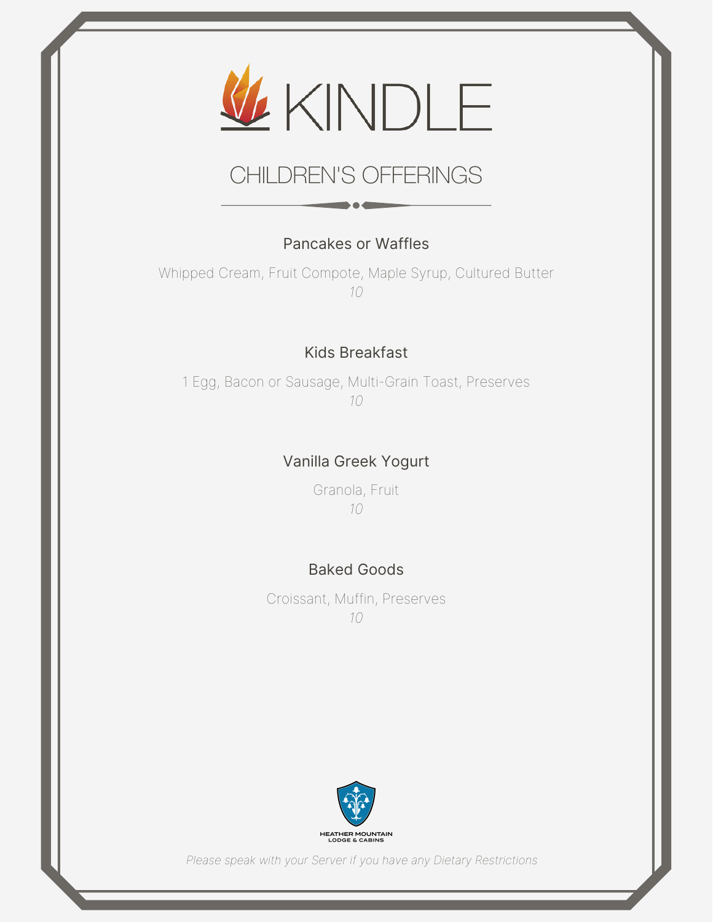# KINDLE

## CHILDREN'S OFFERINGS

### Pancakes or Waffles

Whipped Cream, Fruit Compote, Maple Syrup, Cultured Butter

*10*

### Kids Breakfast

1 Egg, Bacon or Sausage, Multi-Grain Toast, Preserves

*10*

### Vanilla Greek Yogurt

Granola, Fruit

*10*

### Baked Goods

Croissant, Muffin, Preserves

*10*

HEATHER MOUNTAIN
LODGE & CABINS

*Please speak with your Server if you have any Dietary Restrictions*